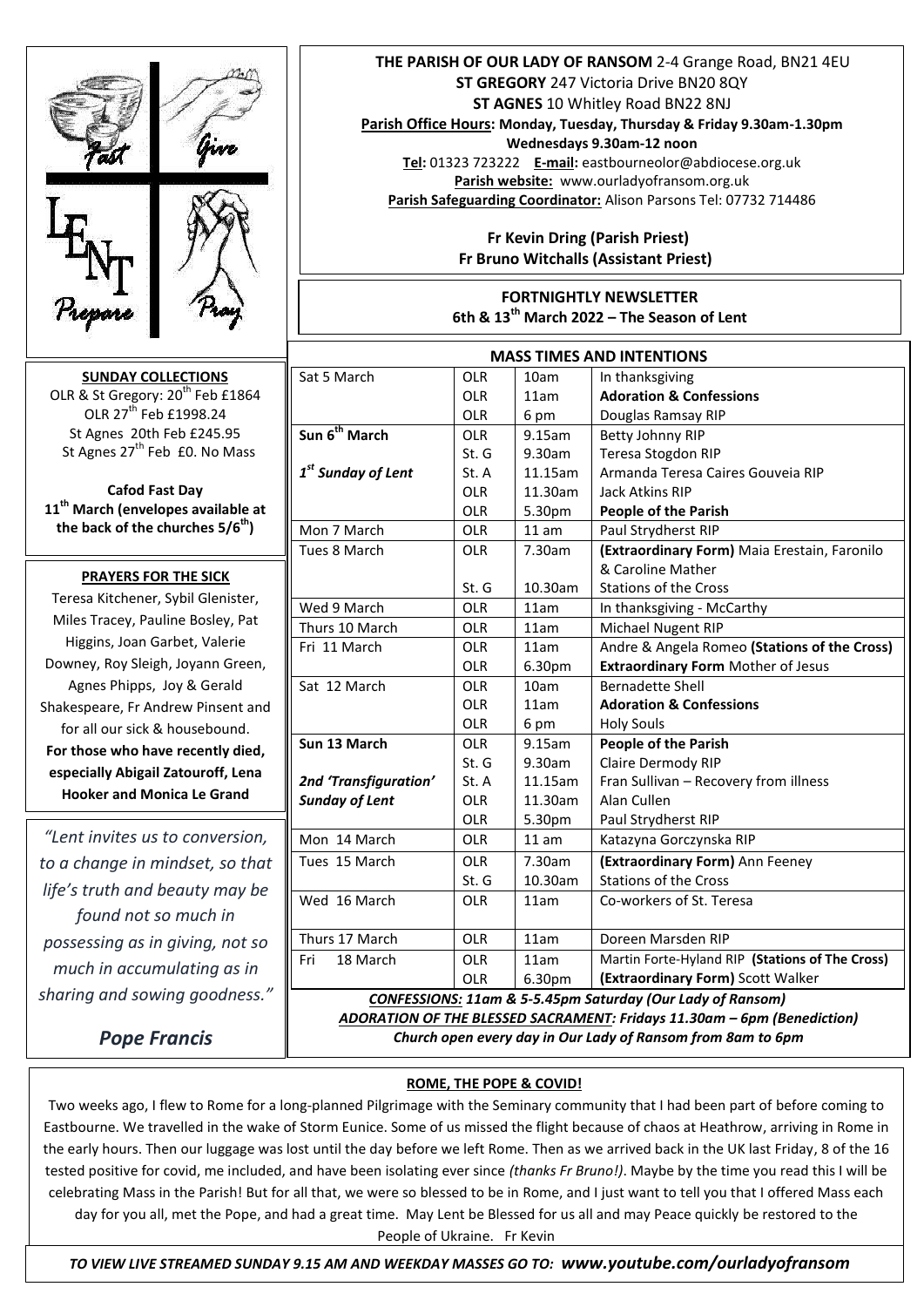**THE PARISH OF OUR LADY OF RANSOM** 2-4 Grange Road, BN21 4EU
**ST GREGORY** 247 Victoria Drive BN20 8QY
**ST AGNES** 10 Whitley Road BN22 8NJ
**Parish Office Hours: Monday, Tuesday, Thursday & Friday 9.30am-1.30pm**
**Wednesdays 9.30am-12 noon**
**Tel:** 01323 723222 **E-mail:** eastbourneolor@abdiocese.org.uk
**Parish website:** www.ourladyofransom.org.uk
**Parish Safeguarding Coordinator:** Alison Parsons Tel: 07732 714486

**Fr Kevin Dring (Parish Priest)**
**Fr Bruno Witchalls (Assistant Priest)**

**FORTNIGHTLY NEWSLETTER**
**6th & 13th March 2022 – The Season of Lent**

**SUNDAY COLLECTIONS**
OLR & St Gregory: 20th Feb £1864
OLR 27th Feb £1998.24
St Agnes 20th Feb £245.95
St Agnes 27th Feb £0. No Mass

**Cafod Fast Day**
**11th March (envelopes available at the back of the churches 5/6th)**

**PRAYERS FOR THE SICK**

Teresa Kitchener, Sybil Glenister, Miles Tracey, Pauline Bosley, Pat Higgins, Joan Garbet, Valerie Downey, Roy Sleigh, Joyann Green, Agnes Phipps, Joy & Gerald Shakespeare, Fr Andrew Pinsent and for all our sick & housebound.
**For those who have recently died, especially Abigail Zatouroff, Lena Hooker and Monica Le Grand**

*"Lent invites us to conversion, to a change in mindset, so that life's truth and beauty may be found not so much in possessing as in giving, not so much in accumulating as in sharing and sowing goodness."*

***Pope Francis***

**MASS TIMES AND INTENTIONS**

| | | | |
|---|---|---|---|
| Sat 5 March | OLR | 10am | In thanksgiving |
| | OLR | 11am | **Adoration & Confessions** |
| | OLR | 6 pm | Douglas Ramsay RIP |
| **Sun 6th March** | OLR | 9.15am | Betty Johnny RIP |
| | St. G | 9.30am | Teresa Stogdon RIP |
| ***1st Sunday of Lent*** | St. A | 11.15am | Armanda Teresa Caires Gouveia RIP |
| | OLR | 11.30am | Jack Atkins RIP |
| | OLR | 5.30pm | **People of the Parish** |
| Mon 7 March | OLR | 11 am | Paul Strydherst RIP |
| Tues 8 March | OLR | 7.30am | **(Extraordinary Form)** Maia Erestain, Faronilo & Caroline Mather |
| | St. G | 10.30am | Stations of the Cross |
| Wed 9 March | OLR | 11am | In thanksgiving - McCarthy |
| Thurs 10 March | OLR | 11am | Michael Nugent RIP |
| Fri 11 March | OLR | 11am | Andre & Angela Romeo **(Stations of the Cross)** |
| | OLR | 6.30pm | **Extraordinary Form** Mother of Jesus |
| Sat 12 March | OLR | 10am | Bernadette Shell |
| | OLR | 11am | **Adoration & Confessions** |
| | OLR | 6 pm | Holy Souls |
| **Sun 13 March** | OLR | 9.15am | **People of the Parish** |
| | St. G | 9.30am | Claire Dermody RIP |
| ***2nd 'Transfiguration'*** | St. A | 11.15am | Fran Sullivan – Recovery from illness |
| ***Sunday of Lent*** | OLR | 11.30am | Alan Cullen |
| | OLR | 5.30pm | Paul Strydherst RIP |
| Mon 14 March | OLR | 11 am | Katazyna Gorczynska RIP |
| Tues 15 March | OLR | 7.30am | **(Extraordinary Form)** Ann Feeney |
| | St. G | 10.30am | Stations of the Cross |
| Wed 16 March | OLR | 11am | Co-workers of St. Teresa |
| Thurs 17 March | OLR | 11am | Doreen Marsden RIP |
| Fri 18 March | OLR | 11am | Martin Forte-Hyland RIP **(Stations of The Cross)** |
| | OLR | 6.30pm | **(Extraordinary Form)** Scott Walker |

***CONFESSIONS: 11am & 5-5.45pm Saturday (Our Lady of Ransom)***
***ADORATION OF THE BLESSED SACRAMENT: Fridays 11.30am – 6pm (Benediction)***
***Church open every day in Our Lady of Ransom from 8am to 6pm***

**ROME, THE POPE & COVID!**

Two weeks ago, I flew to Rome for a long-planned Pilgrimage with the Seminary community that I had been part of before coming to Eastbourne. We travelled in the wake of Storm Eunice. Some of us missed the flight because of chaos at Heathrow, arriving in Rome in the early hours. Then our luggage was lost until the day before we left Rome. Then as we arrived back in the UK last Friday, 8 of the 16 tested positive for covid, me included, and have been isolating ever since *(thanks Fr Bruno!)*. Maybe by the time you read this I will be celebrating Mass in the Parish! But for all that, we were so blessed to be in Rome, and I just want to tell you that I offered Mass each day for you all, met the Pope, and had a great time. May Lent be Blessed for us all and may Peace quickly be restored to the People of Ukraine. Fr Kevin

***TO VIEW LIVE STREAMED SUNDAY 9.15 AM AND WEEKDAY MASSES GO TO: www.youtube.com/ourladyofransom***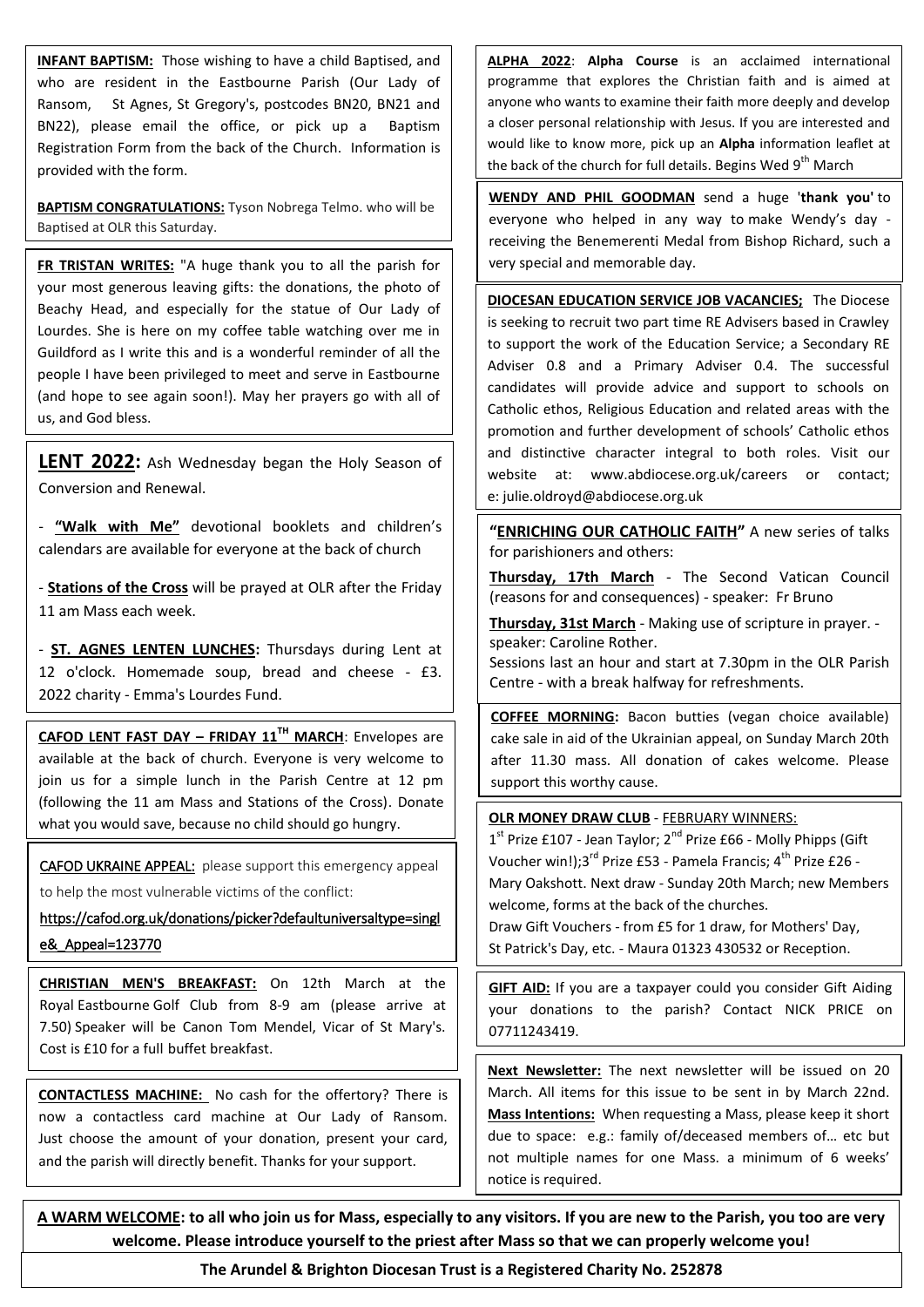**INFANT BAPTISM:** Those wishing to have a child Baptised, and who are resident in the Eastbourne Parish (Our Lady of Ransom, St Agnes, St Gregory's, postcodes BN20, BN21 and BN22), please email the office, or pick up a Baptism Registration Form from the back of the Church. Information is provided with the form.

**BAPTISM CONGRATULATIONS:** Tyson Nobrega Telmo. who will be Baptised at OLR this Saturday.

**FR TRISTAN WRITES:** "A huge thank you to all the parish for your most generous leaving gifts: the donations, the photo of Beachy Head, and especially for the statue of Our Lady of Lourdes. She is here on my coffee table watching over me in Guildford as I write this and is a wonderful reminder of all the people I have been privileged to meet and serve in Eastbourne (and hope to see again soon!). May her prayers go with all of us, and God bless.

**LENT 2022:** Ash Wednesday began the Holy Season of Conversion and Renewal.

- **"Walk with Me"** devotional booklets and children's calendars are available for everyone at the back of church

- **Stations of the Cross** will be prayed at OLR after the Friday 11 am Mass each week.

- **ST. AGNES LENTEN LUNCHES:** Thursdays during Lent at 12 o'clock. Homemade soup, bread and cheese - £3. 2022 charity - Emma's Lourdes Fund.

**CAFOD LENT FAST DAY – FRIDAY 11TH MARCH**: Envelopes are available at the back of church. Everyone is very welcome to join us for a simple lunch in the Parish Centre at 12 pm (following the 11 am Mass and Stations of the Cross). Donate what you would save, because no child should go hungry.

CAFOD UKRAINE APPEAL: please support this emergency appeal to help the most vulnerable victims of the conflict:
https://cafod.org.uk/donations/picker?defaultuniversaltype=single&_Appeal=123770

**CHRISTIAN MEN'S BREAKFAST:** On 12th March at the Royal Eastbourne Golf Club from 8-9 am (please arrive at 7.50) Speaker will be Canon Tom Mendel, Vicar of St Mary's. Cost is £10 for a full buffet breakfast.

**CONTACTLESS MACHINE:** No cash for the offertory? There is now a contactless card machine at Our Lady of Ransom. Just choose the amount of your donation, present your card, and the parish will directly benefit. Thanks for your support.

**ALPHA 2022**: **Alpha Course** is an acclaimed international programme that explores the Christian faith and is aimed at anyone who wants to examine their faith more deeply and develop a closer personal relationship with Jesus. If you are interested and would like to know more, pick up an **Alpha** information leaflet at the back of the church for full details. Begins Wed 9th March

**WENDY AND PHIL GOODMAN** send a huge '**thank you**' to everyone who helped in any way to make Wendy's day - receiving the Benemerenti Medal from Bishop Richard, such a very special and memorable day.

**DIOCESAN EDUCATION SERVICE JOB VACANCIES;** The Diocese is seeking to recruit two part time RE Advisers based in Crawley to support the work of the Education Service; a Secondary RE Adviser 0.8 and a Primary Adviser 0.4. The successful candidates will provide advice and support to schools on Catholic ethos, Religious Education and related areas with the promotion and further development of schools' Catholic ethos and distinctive character integral to both roles. Visit our website at: www.abdiocese.org.uk/careers or contact; e: julie.oldroyd@abdiocese.org.uk

**"ENRICHING OUR CATHOLIC FAITH"** A new series of talks for parishioners and others:

**Thursday, 17th March** - The Second Vatican Council (reasons for and consequences) - speaker: Fr Bruno

**Thursday, 31st March** - Making use of scripture in prayer. - speaker: Caroline Rother.

Sessions last an hour and start at 7.30pm in the OLR Parish Centre - with a break halfway for refreshments.

**COFFEE MORNING:** Bacon butties (vegan choice available) cake sale in aid of the Ukrainian appeal, on Sunday March 20th after 11.30 mass. All donation of cakes welcome. Please support this worthy cause.

**OLR MONEY DRAW CLUB** - FEBRUARY WINNERS:
1st Prize £107 - Jean Taylor; 2nd Prize £66 - Molly Phipps (Gift Voucher win!);3rd Prize £53 - Pamela Francis; 4th Prize £26 - Mary Oakshott. Next draw - Sunday 20th March; new Members welcome, forms at the back of the churches.
Draw Gift Vouchers - from £5 for 1 draw, for Mothers' Day, St Patrick's Day, etc. - Maura 01323 430532 or Reception.

**GIFT AID:** If you are a taxpayer could you consider Gift Aiding your donations to the parish? Contact NICK PRICE on 07711243419.

**Next Newsletter:** The next newsletter will be issued on 20 March. All items for this issue to be sent in by March 22nd. **Mass Intentions:** When requesting a Mass, please keep it short due to space: e.g.: family of/deceased members of… etc but not multiple names for one Mass. a minimum of 6 weeks' notice is required.

**A WARM WELCOME: to all who join us for Mass, especially to any visitors. If you are new to the Parish, you too are very welcome. Please introduce yourself to the priest after Mass so that we can properly welcome you!**

**The Arundel & Brighton Diocesan Trust is a Registered Charity No. 252878**